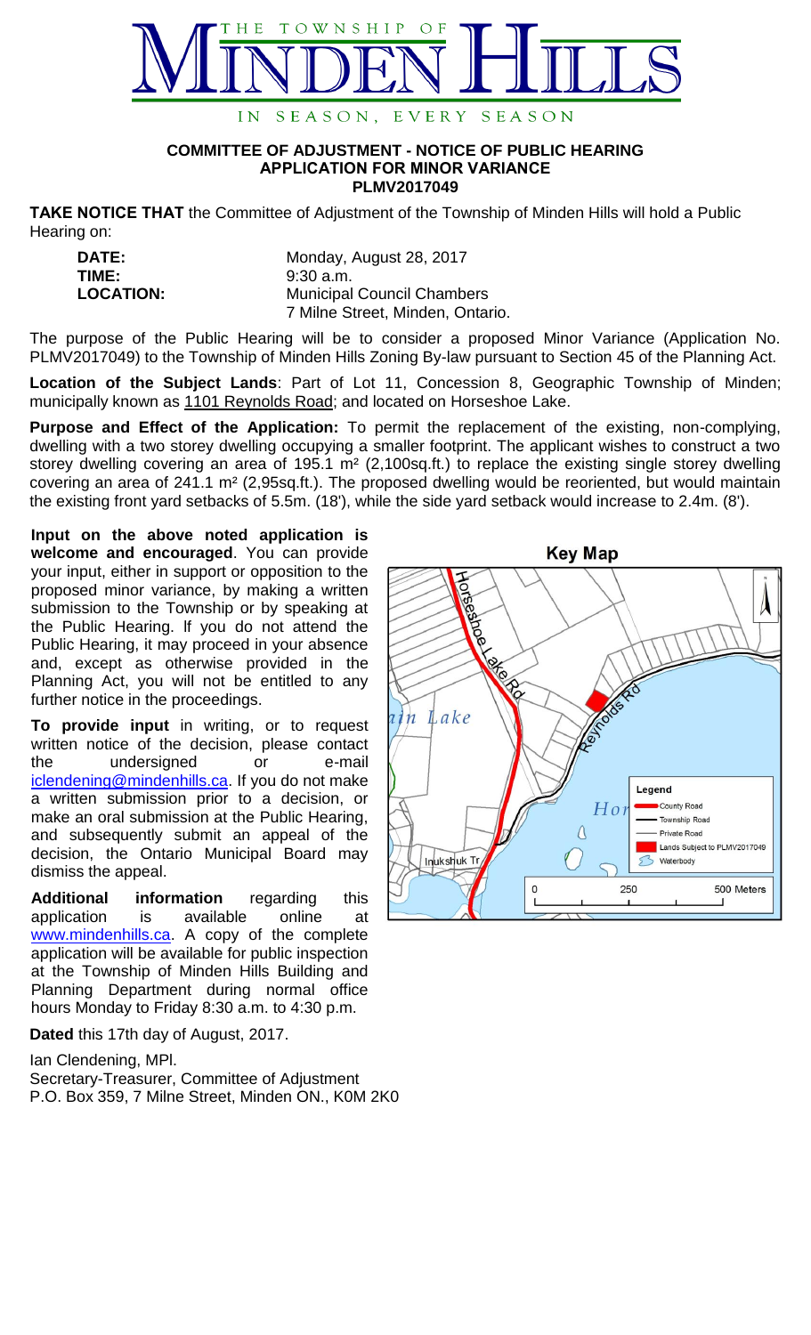# THE TOWNSHIP OF MINDEN HILLS

IN SEASON, EVERY SEASON

**COMMITTEE OF ADJUSTMENT - NOTICE OF PUBLIC HEARING**
**APPLICATION FOR MINOR VARIANCE**
**PLMV2017049**

**TAKE NOTICE THAT** the Committee of Adjustment of the Township of Minden Hills will hold a Public Hearing on:

| | |
|---|---|
| **DATE:** | Monday, August 28, 2017 |
| **TIME:** | 9:30 a.m. |
| **LOCATION:** | Municipal Council Chambers<br>7 Milne Street, Minden, Ontario. |

The purpose of the Public Hearing will be to consider a proposed Minor Variance (Application No. PLMV2017049) to the Township of Minden Hills Zoning By-law pursuant to Section 45 of the Planning Act.

**Location of the Subject Lands**: Part of Lot 11, Concession 8, Geographic Township of Minden; municipally known as 1101 Reynolds Road; and located on Horseshoe Lake.

**Purpose and Effect of the Application:** To permit the replacement of the existing, non-complying, dwelling with a two storey dwelling occupying a smaller footprint. The applicant wishes to construct a two storey dwelling covering an area of 195.1 m² (2,100sq.ft.) to replace the existing single storey dwelling covering an area of 241.1 m² (2,95sq.ft.). The proposed dwelling would be reoriented, but would maintain the existing front yard setbacks of 5.5m. (18'), while the side yard setback would increase to 2.4m. (8').

**Input on the above noted application is welcome and encouraged**. You can provide your input, either in support or opposition to the proposed minor variance, by making a written submission to the Township or by speaking at the Public Hearing. If you do not attend the Public Hearing, it may proceed in your absence and, except as otherwise provided in the Planning Act, you will not be entitled to any further notice in the proceedings.

**To provide input** in writing, or to request written notice of the decision, please contact the undersigned or e-mail iclendening@mindenhills.ca. If you do not make a written submission prior to a decision, or make an oral submission at the Public Hearing, and subsequently submit an appeal of the decision, the Ontario Municipal Board may dismiss the appeal.

**Additional information** regarding this application is available online at www.mindenhills.ca. A copy of the complete application will be available for public inspection at the Township of Minden Hills Building and Planning Department during normal office hours Monday to Friday 8:30 a.m. to 4:30 p.m.

**Key Map**

Legend: County Road; Township Road; Private Road; Lands Subject to PLMV2017049; Waterbody

0 — 250 — 500 Meters

**Dated** this 17th day of August, 2017.

Ian Clendening, MPl.
Secretary-Treasurer, Committee of Adjustment
P.O. Box 359, 7 Milne Street, Minden ON., K0M 2K0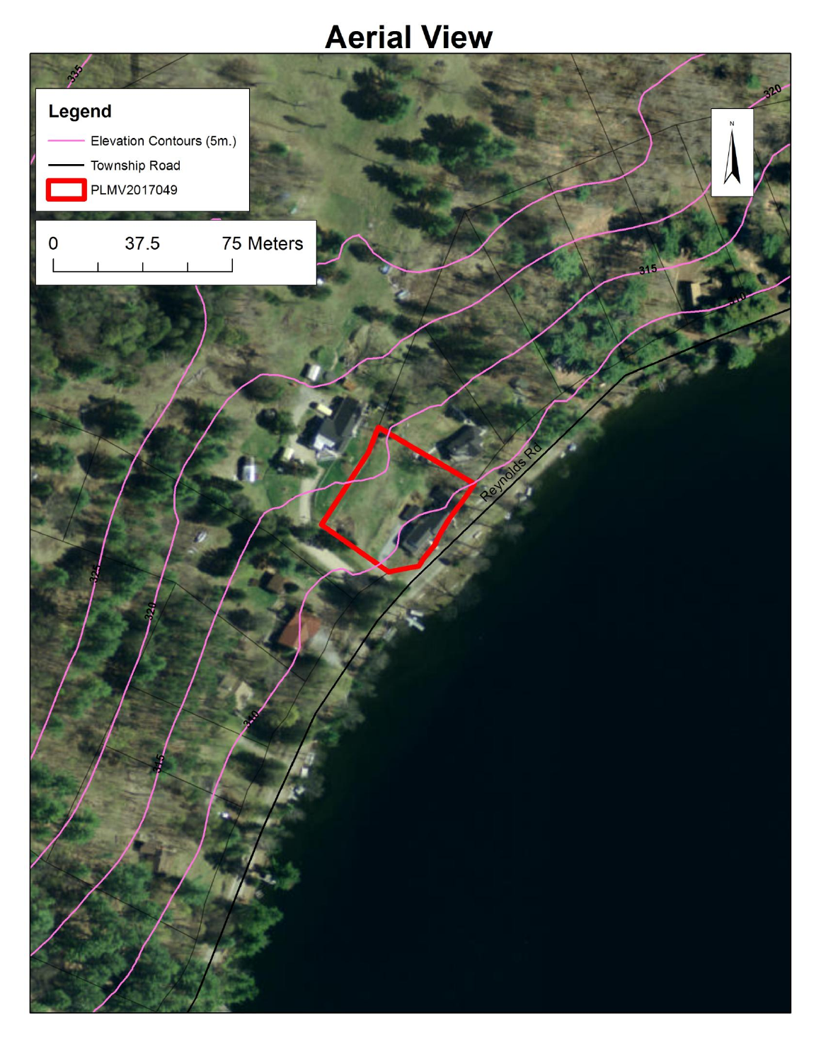# Aerial View

**Legend**

- Elevation Contours (5m.)
- Township Road
- PLMV2017049

0 37.5 75 Meters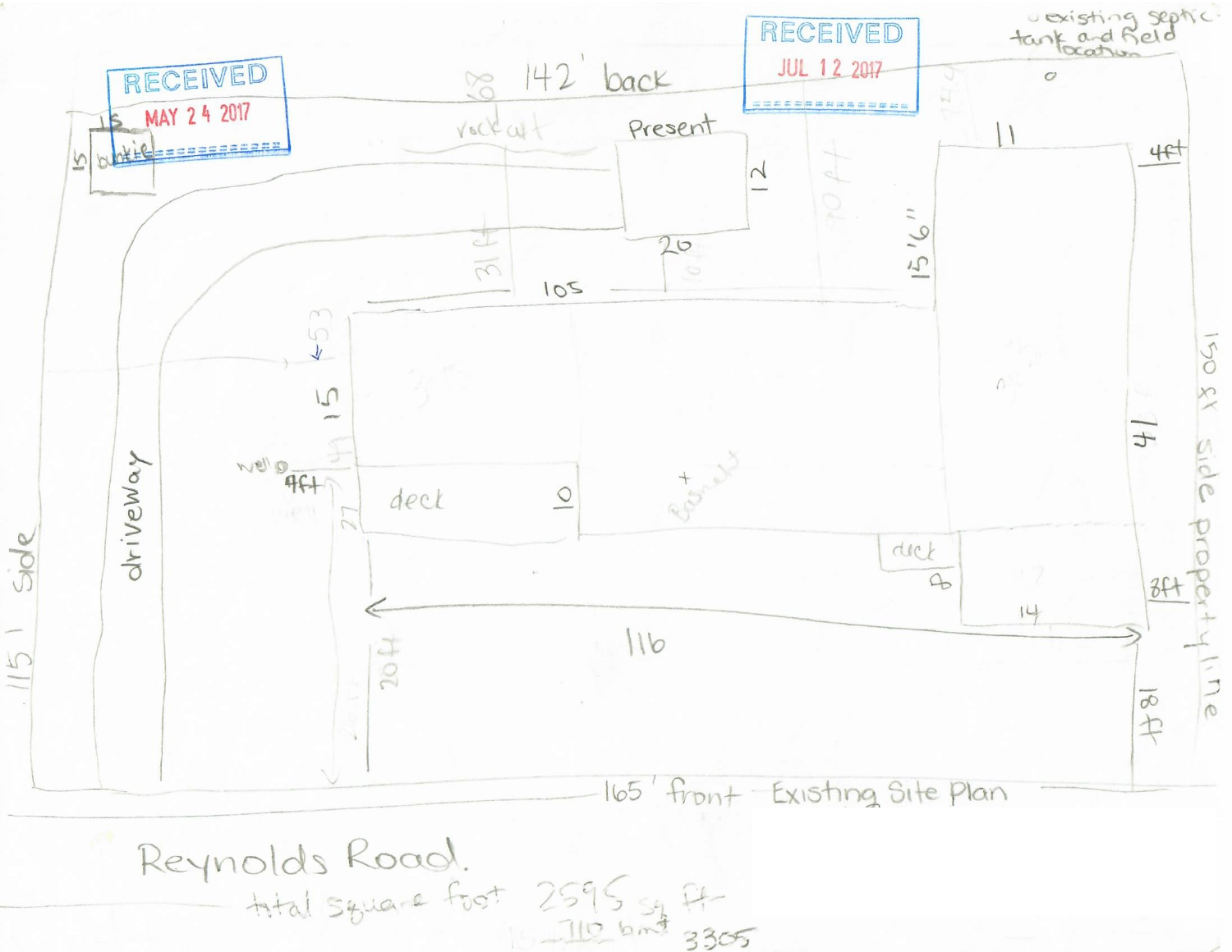RECEIVED
MAY 24 2017

RECEIVED
JUL 12 2017

existing septic tank and field location

142' back

rock art

Present

12

20

31 ft

105

15'6"

11

4ft

15 bunkie 15

driveway

53

15

well

4ft

27

deck

10

Basment

41

150 ft side property line

deck

8

3ft

14

116

115' side

20 ft

18 ft

165' front Existing Site Plan

Reynolds Road

total square foot 2595 sq ft

710 bmt

3305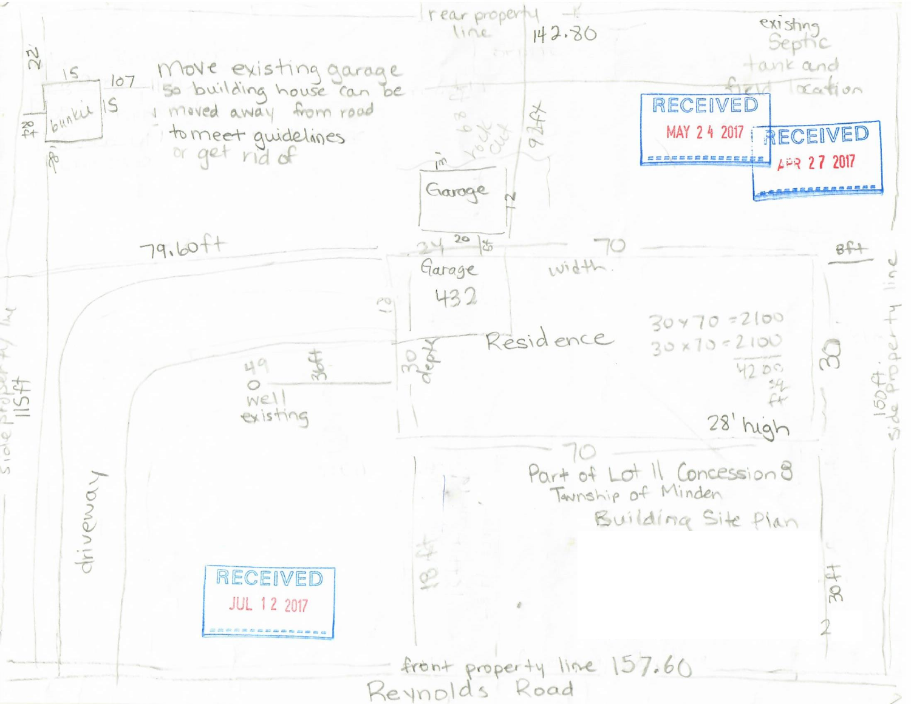rear property line

142.80

existing Septic tank and field location

RECEIVED
MAY 24 2017

RECEIVED
APR 27 2017

22

15

107

bunkie

15

28 ft

Move existing garage so building house can be moved away from road to meet guidelines or get rid of

rock cut

68

92 ft

1m

Garage

12

20

24

79.60 ft

70

width

8 ft

Garage
432

13

Residence

30 x 70 = 2100
30 x 70 = 2100
4200 sq ft

49

36 ft

well existing

30 depth

30

28' high

side property line 115 ft

150 ft side property line

driveway

70

Part of Lot 11 Concession 8
Township of Minden
Building Site Plan

18 ft

30 ft

RECEIVED
JUL 12 2017

front property line 157.60

Reynolds Road